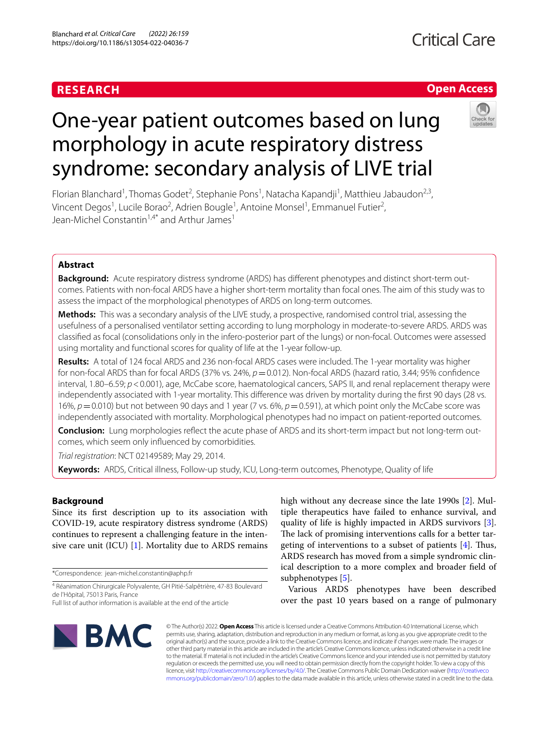**RESEARCH** **Open Access**

# One-year patient outcomes based on lung morphology in acute respiratory distress syndrome: secondary analysis of LIVE trial

Florian Blanchard[1], Thomas Godet[2], Stephanie Pons[1], Natacha Kapandji[1], Matthieu Jabaudon[2,3], Vincent Degos[1], Lucile Borao[2], Adrien Bougle[1], Antoine Monsel[1], Emmanuel Futier[2], Jean-Michel Constantin[1,4*] and Arthur James[1]

## Abstract

**Background:** Acute respiratory distress syndrome (ARDS) has different phenotypes and distinct short-term outcomes. Patients with non-focal ARDS have a higher short-term mortality than focal ones. The aim of this study was to assess the impact of the morphological phenotypes of ARDS on long-term outcomes.

**Methods:** This was a secondary analysis of the LIVE study, a prospective, randomised control trial, assessing the usefulness of a personalised ventilator setting according to lung morphology in moderate-to-severe ARDS. ARDS was classified as focal (consolidations only in the infero-posterior part of the lungs) or non-focal. Outcomes were assessed using mortality and functional scores for quality of life at the 1-year follow-up.

**Results:** A total of 124 focal ARDS and 236 non-focal ARDS cases were included. The 1-year mortality was higher for non-focal ARDS than for focal ARDS (37% vs. 24%, $p = 0.012$). Non-focal ARDS (hazard ratio, 3.44; 95% confidence interval, 1.80–6.59; $p < 0.001$), age, McCabe score, haematological cancers, SAPS II, and renal replacement therapy were independently associated with 1-year mortality. This difference was driven by mortality during the first 90 days (28 vs. 16%, $p = 0.010$) but not between 90 days and 1 year (7 vs. 6%, $p = 0.591$), at which point only the McCabe score was independently associated with mortality. Morphological phenotypes had no impact on patient-reported outcomes.

**Conclusion:** Lung morphologies reflect the acute phase of ARDS and its short-term impact but not long-term outcomes, which seem only influenced by comorbidities.

*Trial registration*: NCT 02149589; May 29, 2014.

**Keywords:** ARDS, Critical illness, Follow-up study, ICU, Long-term outcomes, Phenotype, Quality of life

## Background

Since its first description up to its association with COVID-19, acute respiratory distress syndrome (ARDS) continues to represent a challenging feature in the intensive care unit (ICU) [1]. Mortality due to ARDS remains high without any decrease since the late 1990s [2]. Multiple therapeutics have failed to enhance survival, and quality of life is highly impacted in ARDS survivors [3]. The lack of promising interventions calls for a better targeting of interventions to a subset of patients [4]. Thus, ARDS research has moved from a simple syndromic clinical description to a more complex and broader field of subphenotypes [5].

Various ARDS phenotypes have been described over the past 10 years based on a range of pulmonary

*Correspondence: jean-michel.constantin@aphp.fr

[4] Réanimation Chirurgicale Polyvalente, GH Pitié-Salpêtrière, 47-83 Boulevard de l'Hôpital, 75013 Paris, France

Full list of author information is available at the end of the article

© The Author(s) 2022. **Open Access** This article is licensed under a Creative Commons Attribution 4.0 International License, which permits use, sharing, adaptation, distribution and reproduction in any medium or format, as long as you give appropriate credit to the original author(s) and the source, provide a link to the Creative Commons licence, and indicate if changes were made. The images or other third party material in this article are included in the article's Creative Commons licence, unless indicated otherwise in a credit line to the material. If material is not included in the article's Creative Commons licence and your intended use is not permitted by statutory regulation or exceeds the permitted use, you will need to obtain permission directly from the copyright holder. To view a copy of this licence, visit http://creativecommons.org/licenses/by/4.0/. The Creative Commons Public Domain Dedication waiver (http://creativecommons.org/publicdomain/zero/1.0/) applies to the data made available in this article, unless otherwise stated in a credit line to the data.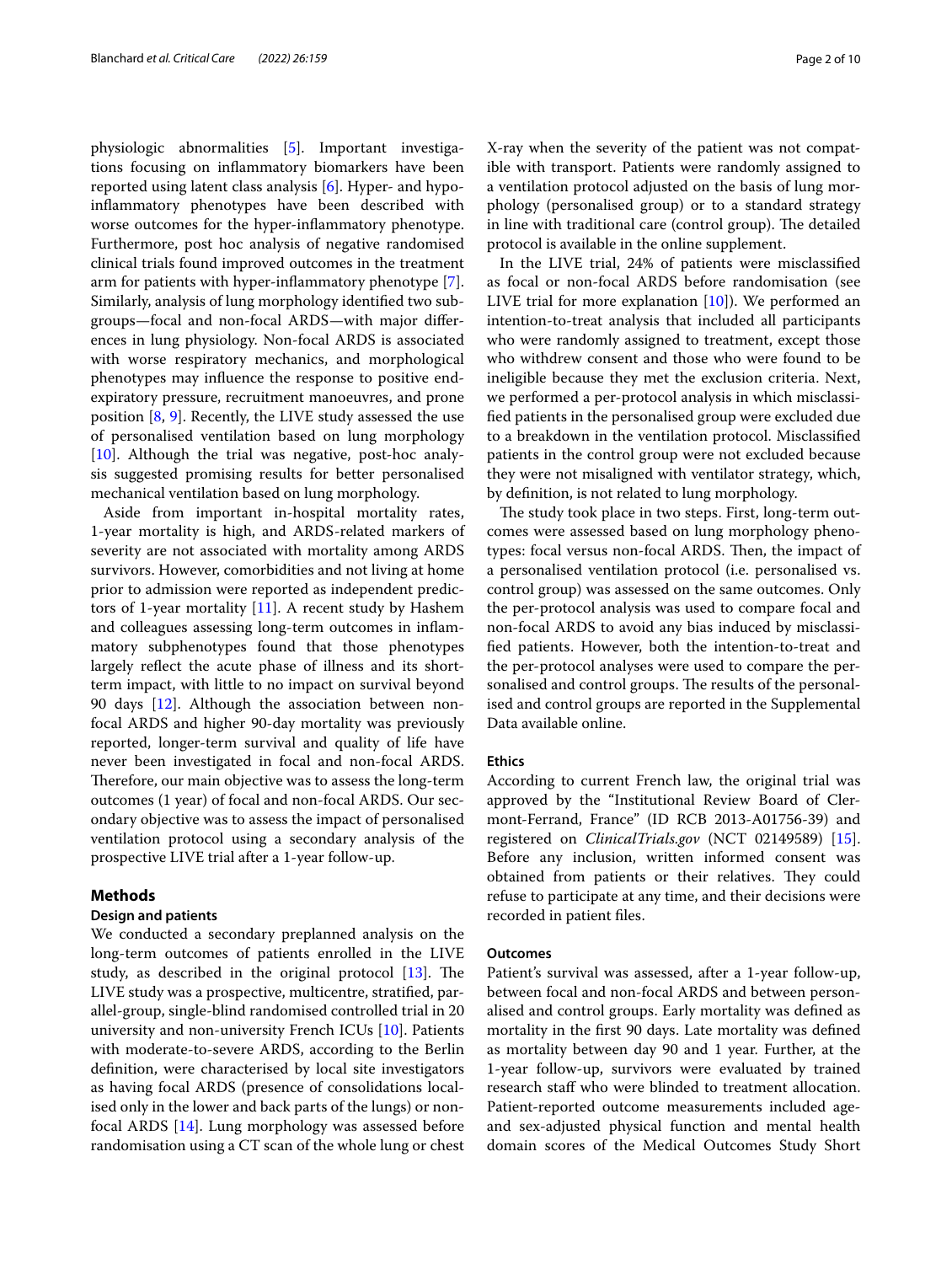physiologic abnormalities [5]. Important investigations focusing on inflammatory biomarkers have been reported using latent class analysis [6]. Hyper- and hypo-inflammatory phenotypes have been described with worse outcomes for the hyper-inflammatory phenotype. Furthermore, post hoc analysis of negative randomised clinical trials found improved outcomes in the treatment arm for patients with hyper-inflammatory phenotype [7]. Similarly, analysis of lung morphology identified two subgroups—focal and non-focal ARDS—with major differences in lung physiology. Non-focal ARDS is associated with worse respiratory mechanics, and morphological phenotypes may influence the response to positive end-expiratory pressure, recruitment manoeuvres, and prone position [8, 9]. Recently, the LIVE study assessed the use of personalised ventilation based on lung morphology [10]. Although the trial was negative, post-hoc analysis suggested promising results for better personalised mechanical ventilation based on lung morphology.

Aside from important in-hospital mortality rates, 1-year mortality is high, and ARDS-related markers of severity are not associated with mortality among ARDS survivors. However, comorbidities and not living at home prior to admission were reported as independent predictors of 1-year mortality [11]. A recent study by Hashem and colleagues assessing long-term outcomes in inflammatory subphenotypes found that those phenotypes largely reflect the acute phase of illness and its short-term impact, with little to no impact on survival beyond 90 days [12]. Although the association between non-focal ARDS and higher 90-day mortality was previously reported, longer-term survival and quality of life have never been investigated in focal and non-focal ARDS. Therefore, our main objective was to assess the long-term outcomes (1 year) of focal and non-focal ARDS. Our secondary objective was to assess the impact of personalised ventilation protocol using a secondary analysis of the prospective LIVE trial after a 1-year follow-up.

## Methods

### Design and patients

We conducted a secondary preplanned analysis on the long-term outcomes of patients enrolled in the LIVE study, as described in the original protocol [13]. The LIVE study was a prospective, multicentre, stratified, parallel-group, single-blind randomised controlled trial in 20 university and non-university French ICUs [10]. Patients with moderate-to-severe ARDS, according to the Berlin definition, were characterised by local site investigators as having focal ARDS (presence of consolidations localised only in the lower and back parts of the lungs) or non-focal ARDS [14]. Lung morphology was assessed before randomisation using a CT scan of the whole lung or chest X-ray when the severity of the patient was not compatible with transport. Patients were randomly assigned to a ventilation protocol adjusted on the basis of lung morphology (personalised group) or to a standard strategy in line with traditional care (control group). The detailed protocol is available in the online supplement.

In the LIVE trial, 24% of patients were misclassified as focal or non-focal ARDS before randomisation (see LIVE trial for more explanation [10]). We performed an intention-to-treat analysis that included all participants who were randomly assigned to treatment, except those who withdrew consent and those who were found to be ineligible because they met the exclusion criteria. Next, we performed a per-protocol analysis in which misclassified patients in the personalised group were excluded due to a breakdown in the ventilation protocol. Misclassified patients in the control group were not excluded because they were not misaligned with ventilator strategy, which, by definition, is not related to lung morphology.

The study took place in two steps. First, long-term outcomes were assessed based on lung morphology phenotypes: focal versus non-focal ARDS. Then, the impact of a personalised ventilation protocol (i.e. personalised vs. control group) was assessed on the same outcomes. Only the per-protocol analysis was used to compare focal and non-focal ARDS to avoid any bias induced by misclassified patients. However, both the intention-to-treat and the per-protocol analyses were used to compare the personalised and control groups. The results of the personalised and control groups are reported in the Supplemental Data available online.

### Ethics

According to current French law, the original trial was approved by the "Institutional Review Board of Clermont-Ferrand, France" (ID RCB 2013-A01756-39) and registered on *ClinicalTrials.gov* (NCT 02149589) [15]. Before any inclusion, written informed consent was obtained from patients or their relatives. They could refuse to participate at any time, and their decisions were recorded in patient files.

### Outcomes

Patient's survival was assessed, after a 1-year follow-up, between focal and non-focal ARDS and between personalised and control groups. Early mortality was defined as mortality in the first 90 days. Late mortality was defined as mortality between day 90 and 1 year. Further, at the 1-year follow-up, survivors were evaluated by trained research staff who were blinded to treatment allocation. Patient-reported outcome measurements included age- and sex-adjusted physical function and mental health domain scores of the Medical Outcomes Study Short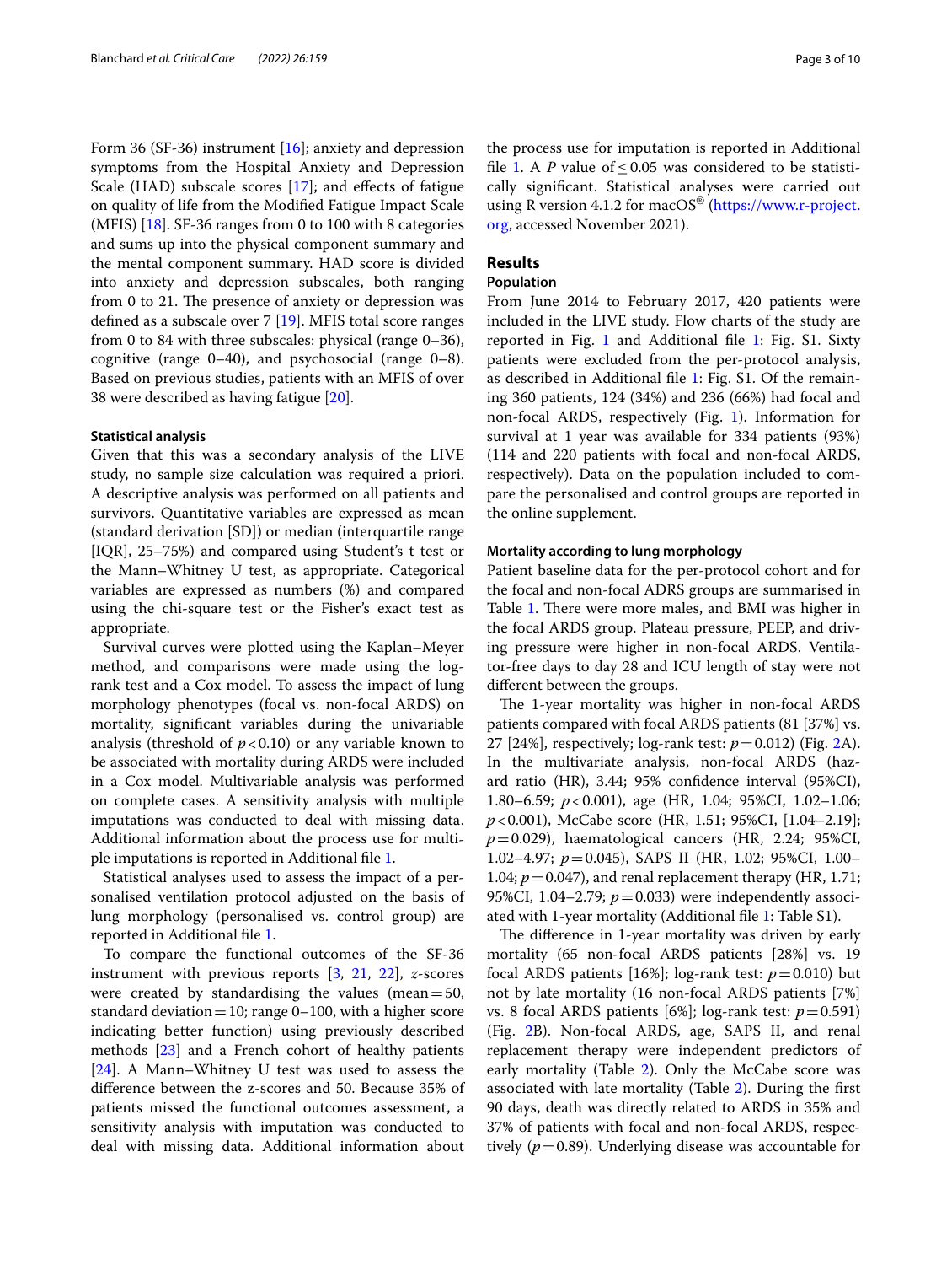Form 36 (SF-36) instrument [16]; anxiety and depression symptoms from the Hospital Anxiety and Depression Scale (HAD) subscale scores [17]; and effects of fatigue on quality of life from the Modified Fatigue Impact Scale (MFIS) [18]. SF-36 ranges from 0 to 100 with 8 categories and sums up into the physical component summary and the mental component summary. HAD score is divided into anxiety and depression subscales, both ranging from 0 to 21. The presence of anxiety or depression was defined as a subscale over 7 [19]. MFIS total score ranges from 0 to 84 with three subscales: physical (range 0–36), cognitive (range 0–40), and psychosocial (range 0–8). Based on previous studies, patients with an MFIS of over 38 were described as having fatigue [20].

#### Statistical analysis

Given that this was a secondary analysis of the LIVE study, no sample size calculation was required a priori. A descriptive analysis was performed on all patients and survivors. Quantitative variables are expressed as mean (standard derivation [SD]) or median (interquartile range [IQR], 25–75%) and compared using Student's t test or the Mann–Whitney U test, as appropriate. Categorical variables are expressed as numbers (%) and compared using the chi-square test or the Fisher's exact test as appropriate.

Survival curves were plotted using the Kaplan–Meyer method, and comparisons were made using the log-rank test and a Cox model. To assess the impact of lung morphology phenotypes (focal vs. non-focal ARDS) on mortality, significant variables during the univariable analysis (threshold of $p < 0.10$) or any variable known to be associated with mortality during ARDS were included in a Cox model. Multivariable analysis was performed on complete cases. A sensitivity analysis with multiple imputations was conducted to deal with missing data. Additional information about the process use for multiple imputations is reported in Additional file 1.

Statistical analyses used to assess the impact of a personalised ventilation protocol adjusted on the basis of lung morphology (personalised vs. control group) are reported in Additional file 1.

To compare the functional outcomes of the SF-36 instrument with previous reports [3, 21, 22], *z*-scores were created by standardising the values (mean = 50, standard deviation = 10; range 0–100, with a higher score indicating better function) using previously described methods [23] and a French cohort of healthy patients [24]. A Mann–Whitney U test was used to assess the difference between the z-scores and 50. Because 35% of patients missed the functional outcomes assessment, a sensitivity analysis with imputation was conducted to deal with missing data. Additional information about the process use for imputation is reported in Additional file 1. A *P* value of ≤ 0.05 was considered to be statistically significant. Statistical analyses were carried out using R version 4.1.2 for macOS® (https://www.r-project.org, accessed November 2021).

## Results

### Population

From June 2014 to February 2017, 420 patients were included in the LIVE study. Flow charts of the study are reported in Fig. 1 and Additional file 1: Fig. S1. Sixty patients were excluded from the per-protocol analysis, as described in Additional file 1: Fig. S1. Of the remaining 360 patients, 124 (34%) and 236 (66%) had focal and non-focal ARDS, respectively (Fig. 1). Information for survival at 1 year was available for 334 patients (93%) (114 and 220 patients with focal and non-focal ARDS, respectively). Data on the population included to compare the personalised and control groups are reported in the online supplement.

#### Mortality according to lung morphology

Patient baseline data for the per-protocol cohort and for the focal and non-focal ADRS groups are summarised in Table 1. There were more males, and BMI was higher in the focal ARDS group. Plateau pressure, PEEP, and driving pressure were higher in non-focal ARDS. Ventilator-free days to day 28 and ICU length of stay were not different between the groups.

The 1-year mortality was higher in non-focal ARDS patients compared with focal ARDS patients (81 [37%] vs. 27 [24%], respectively; log-rank test: $p = 0.012$) (Fig. 2A). In the multivariate analysis, non-focal ARDS (hazard ratio (HR), 3.44; 95% confidence interval (95%CI), 1.80–6.59; $p < 0.001$), age (HR, 1.04; 95%CI, 1.02–1.06; $p < 0.001$), McCabe score (HR, 1.51; 95%CI, [1.04–2.19]; $p = 0.029$), haematological cancers (HR, 2.24; 95%CI, 1.02–4.97; $p = 0.045$), SAPS II (HR, 1.02; 95%CI, 1.00–1.04; $p = 0.047$), and renal replacement therapy (HR, 1.71; 95%CI, 1.04–2.79; $p = 0.033$) were independently associated with 1-year mortality (Additional file 1: Table S1).

The difference in 1-year mortality was driven by early mortality (65 non-focal ARDS patients [28%] vs. 19 focal ARDS patients [16%]; log-rank test: $p = 0.010$) but not by late mortality (16 non-focal ARDS patients [7%] vs. 8 focal ARDS patients [6%]; log-rank test: $p = 0.591$) (Fig. 2B). Non-focal ARDS, age, SAPS II, and renal replacement therapy were independent predictors of early mortality (Table 2). Only the McCabe score was associated with late mortality (Table 2). During the first 90 days, death was directly related to ARDS in 35% and 37% of patients with focal and non-focal ARDS, respectively ($p = 0.89$). Underlying disease was accountable for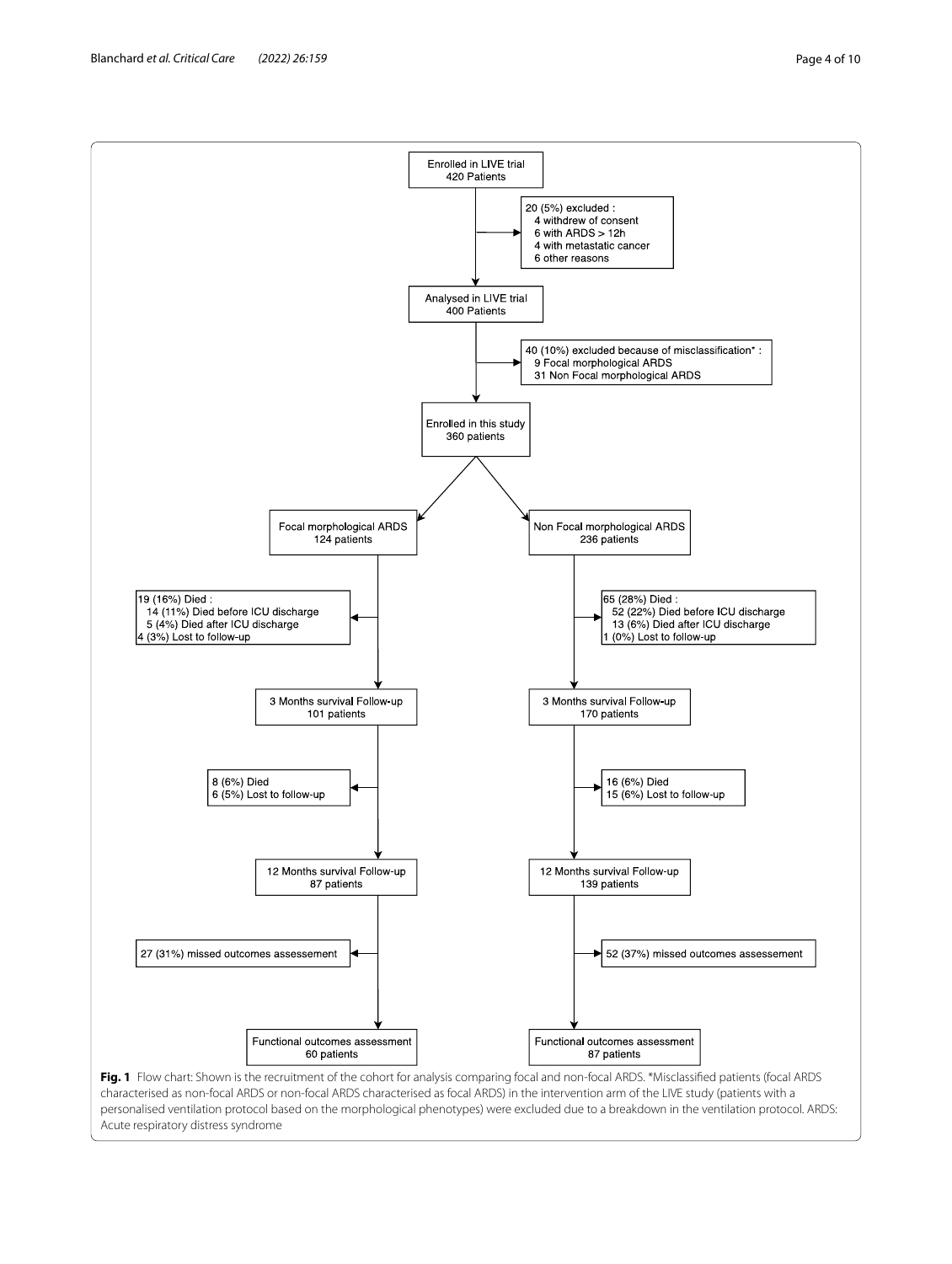Enrolled in LIVE trial
420 Patients

20 (5%) excluded :
- 4 withdrew of consent
- 6 with ARDS > 12h
- 4 with metastatic cancer
- 6 other reasons

Analysed in LIVE trial
400 Patients

40 (10%) excluded because of misclassification* :
- 9 Focal morphological ARDS
- 31 Non Focal morphological ARDS

Enrolled in this study
360 patients

**Focal morphological ARDS**
124 patients

19 (16%) Died :
- 14 (11%) Died before ICU discharge
- 5 (4%) Died after ICU discharge

4 (3%) Lost to follow-up

3 Months survival Follow-up
101 patients

8 (6%) Died
6 (5%) Lost to follow-up

12 Months survival Follow-up
87 patients

27 (31%) missed outcomes assessement

Functional outcomes assessment
60 patients

**Non Focal morphological ARDS**
236 patients

65 (28%) Died :
- 52 (22%) Died before ICU discharge
- 13 (6%) Died after ICU discharge

1 (0%) Lost to follow-up

3 Months survival Follow-up
170 patients

16 (6%) Died
15 (6%) Lost to follow-up

12 Months survival Follow-up
139 patients

52 (37%) missed outcomes assessement

Functional outcomes assessment
87 patients

**Fig. 1** Flow chart: Shown is the recruitment of the cohort for analysis comparing focal and non-focal ARDS. *Misclassified patients (focal ARDS characterised as non-focal ARDS or non-focal ARDS characterised as focal ARDS) in the intervention arm of the LIVE study (patients with a personalised ventilation protocol based on the morphological phenotypes) were excluded due to a breakdown in the ventilation protocol. ARDS: Acute respiratory distress syndrome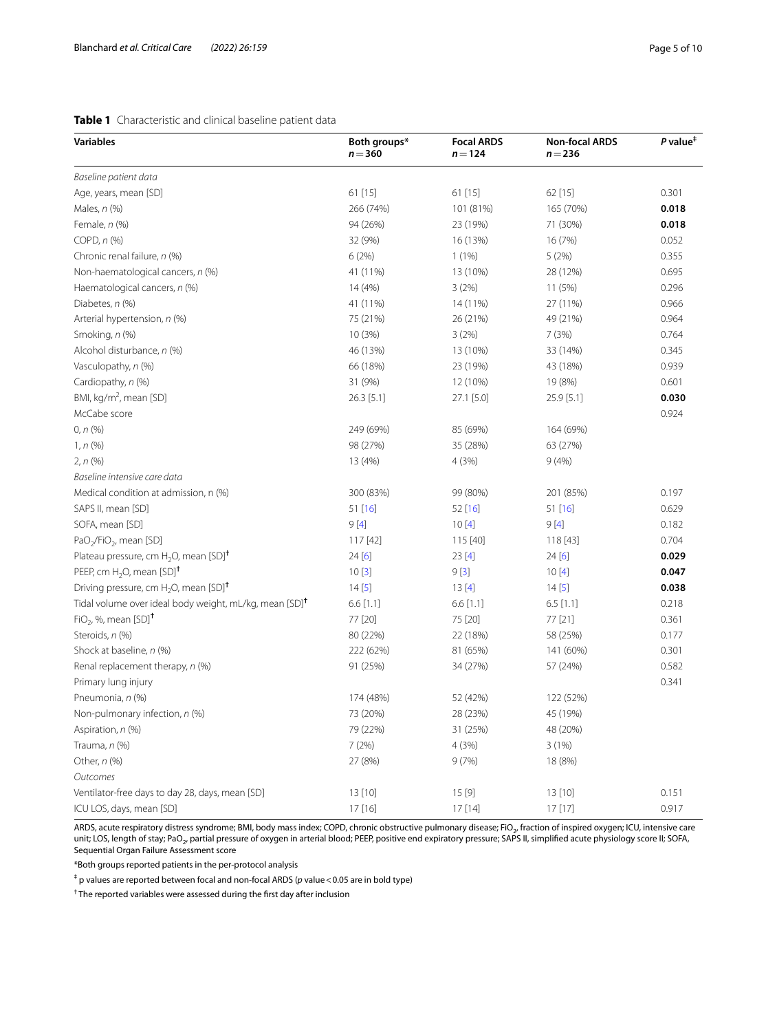**Table 1** Characteristic and clinical baseline patient data

| Variables | Both groups* $n = 360$ | Focal ARDS $n = 124$ | Non-focal ARDS $n = 236$ | *P* value[‡] |
|---|---|---|---|---|
| *Baseline patient data* | | | | |
| Age, years, mean [SD] | 61 [15] | 61 [15] | 62 [15] | 0.301 |
| Males, *n* (%) | 266 (74%) | 101 (81%) | 165 (70%) | **0.018** |
| Female, *n* (%) | 94 (26%) | 23 (19%) | 71 (30%) | **0.018** |
| COPD, *n* (%) | 32 (9%) | 16 (13%) | 16 (7%) | 0.052 |
| Chronic renal failure, *n* (%) | 6 (2%) | 1 (1%) | 5 (2%) | 0.355 |
| Non-haematological cancers, *n* (%) | 41 (11%) | 13 (10%) | 28 (12%) | 0.695 |
| Haematological cancers, *n* (%) | 14 (4%) | 3 (2%) | 11 (5%) | 0.296 |
| Diabetes, *n* (%) | 41 (11%) | 14 (11%) | 27 (11%) | 0.966 |
| Arterial hypertension, *n* (%) | 75 (21%) | 26 (21%) | 49 (21%) | 0.964 |
| Smoking, *n* (%) | 10 (3%) | 3 (2%) | 7 (3%) | 0.764 |
| Alcohol disturbance, *n* (%) | 46 (13%) | 13 (10%) | 33 (14%) | 0.345 |
| Vasculopathy, *n* (%) | 66 (18%) | 23 (19%) | 43 (18%) | 0.939 |
| Cardiopathy, *n* (%) | 31 (9%) | 12 (10%) | 19 (8%) | 0.601 |
| BMI, kg/m$^2$, mean [SD] | 26.3 [5.1] | 27.1 [5.0] | 25.9 [5.1] | **0.030** |
| McCabe score | | | | 0.924 |
| 0, *n* (%) | 249 (69%) | 85 (69%) | 164 (69%) | |
| 1, *n* (%) | 98 (27%) | 35 (28%) | 63 (27%) | |
| 2, *n* (%) | 13 (4%) | 4 (3%) | 9 (4%) | |
| *Baseline intensive care data* | | | | |
| Medical condition at admission, n (%) | 300 (83%) | 99 (80%) | 201 (85%) | 0.197 |
| SAPS II, mean [SD] | 51 [16] | 52 [16] | 51 [16] | 0.629 |
| SOFA, mean [SD] | 9 [4] | 10 [4] | 9 [4] | 0.182 |
| $PaO_2/FiO_2$, mean [SD] | 117 [42] | 115 [40] | 118 [43] | 0.704 |
| Plateau pressure, cm $H_2O$, mean [SD][†] | 24 [6] | 23 [4] | 24 [6] | **0.029** |
| PEEP, cm $H_2O$, mean [SD][†] | 10 [3] | 9 [3] | 10 [4] | **0.047** |
| Driving pressure, cm $H_2O$, mean [SD][†] | 14 [5] | 13 [4] | 14 [5] | **0.038** |
| Tidal volume over ideal body weight, mL/kg, mean [SD][†] | 6.6 [1.1] | 6.6 [1.1] | 6.5 [1.1] | 0.218 |
| $FiO_2$, %, mean [SD][†] | 77 [20] | 75 [20] | 77 [21] | 0.361 |
| Steroids, *n* (%) | 80 (22%) | 22 (18%) | 58 (25%) | 0.177 |
| Shock at baseline, *n* (%) | 222 (62%) | 81 (65%) | 141 (60%) | 0.301 |
| Renal replacement therapy, *n* (%) | 91 (25%) | 34 (27%) | 57 (24%) | 0.582 |
| Primary lung injury | | | | 0.341 |
| Pneumonia, *n* (%) | 174 (48%) | 52 (42%) | 122 (52%) | |
| Non-pulmonary infection, *n* (%) | 73 (20%) | 28 (23%) | 45 (19%) | |
| Aspiration, *n* (%) | 79 (22%) | 31 (25%) | 48 (20%) | |
| Trauma, *n* (%) | 7 (2%) | 4 (3%) | 3 (1%) | |
| Other, *n* (%) | 27 (8%) | 9 (7%) | 18 (8%) | |
| *Outcomes* | | | | |
| Ventilator-free days to day 28, days, mean [SD] | 13 [10] | 15 [9] | 13 [10] | 0.151 |
| ICU LOS, days, mean [SD] | 17 [16] | 17 [14] | 17 [17] | 0.917 |

ARDS, acute respiratory distress syndrome; BMI, body mass index; COPD, chronic obstructive pulmonary disease; $FiO_2$, fraction of inspired oxygen; ICU, intensive care unit; LOS, length of stay; $PaO_2$, partial pressure of oxygen in arterial blood; PEEP, positive end expiratory pressure; SAPS II, simplified acute physiology score II; SOFA, Sequential Organ Failure Assessment score

*Both groups reported patients in the per-protocol analysis

[‡] p values are reported between focal and non-focal ARDS (*p* value < 0.05 are in bold type)

[†] The reported variables were assessed during the first day after inclusion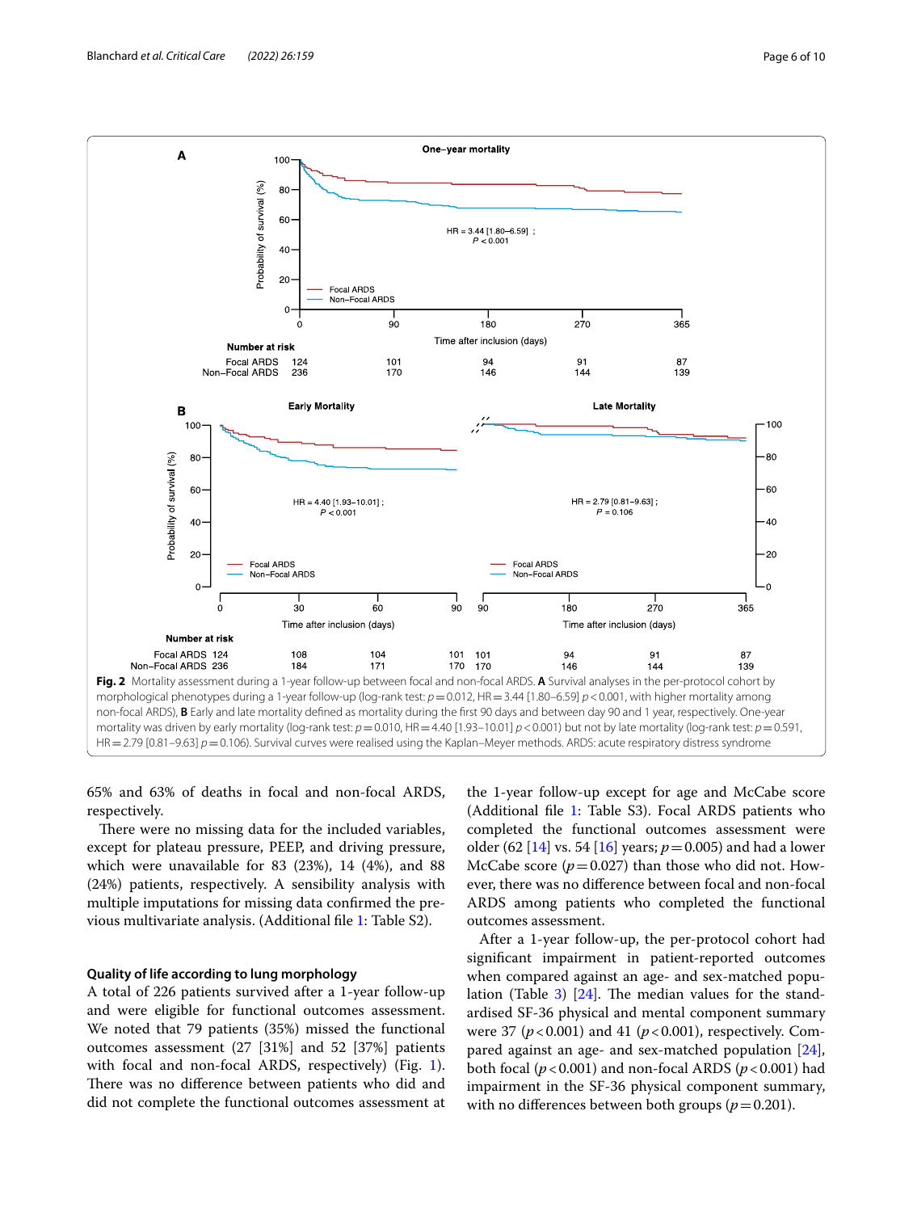**Fig. 2** Mortality assessment during a 1-year follow-up between focal and non-focal ARDS. **A** Survival analyses in the per-protocol cohort by morphological phenotypes during a 1-year follow-up (log-rank test: $p=0.012$, HR = 3.44 [1.80–6.59] $p<0.001$, with higher mortality among non-focal ARDS), **B** Early and late mortality defined as mortality during the first 90 days and between day 90 and 1 year, respectively. One-year mortality was driven by early mortality (log-rank test: $p=0.010$, HR = 4.40 [1.93–10.01] $p<0.001$) but not by late mortality (log-rank test: $p=0.591$, HR = 2.79 [0.81–9.63] $p=0.106$). Survival curves were realised using the Kaplan–Meyer methods. ARDS: acute respiratory distress syndrome

65% and 63% of deaths in focal and non-focal ARDS, respectively.

There were no missing data for the included variables, except for plateau pressure, PEEP, and driving pressure, which were unavailable for 83 (23%), 14 (4%), and 88 (24%) patients, respectively. A sensibility analysis with multiple imputations for missing data confirmed the previous multivariate analysis. (Additional file 1: Table S2).

### Quality of life according to lung morphology

A total of 226 patients survived after a 1-year follow-up and were eligible for functional outcomes assessment. We noted that 79 patients (35%) missed the functional outcomes assessment (27 [31%] and 52 [37%] patients with focal and non-focal ARDS, respectively) (Fig. 1). There was no difference between patients who did and did not complete the functional outcomes assessment at the 1-year follow-up except for age and McCabe score (Additional file 1: Table S3). Focal ARDS patients who completed the functional outcomes assessment were older (62 [14] vs. 54 [16] years; $p=0.005$) and had a lower McCabe score ($p=0.027$) than those who did not. However, there was no difference between focal and non-focal ARDS among patients who completed the functional outcomes assessment.

After a 1-year follow-up, the per-protocol cohort had significant impairment in patient-reported outcomes when compared against an age- and sex-matched population (Table 3) [24]. The median values for the standardised SF-36 physical and mental component summary were 37 ($p<0.001$) and 41 ($p<0.001$), respectively. Compared against an age- and sex-matched population [24], both focal ($p<0.001$) and non-focal ARDS ($p<0.001$) had impairment in the SF-36 physical component summary, with no differences between both groups ($p=0.201$).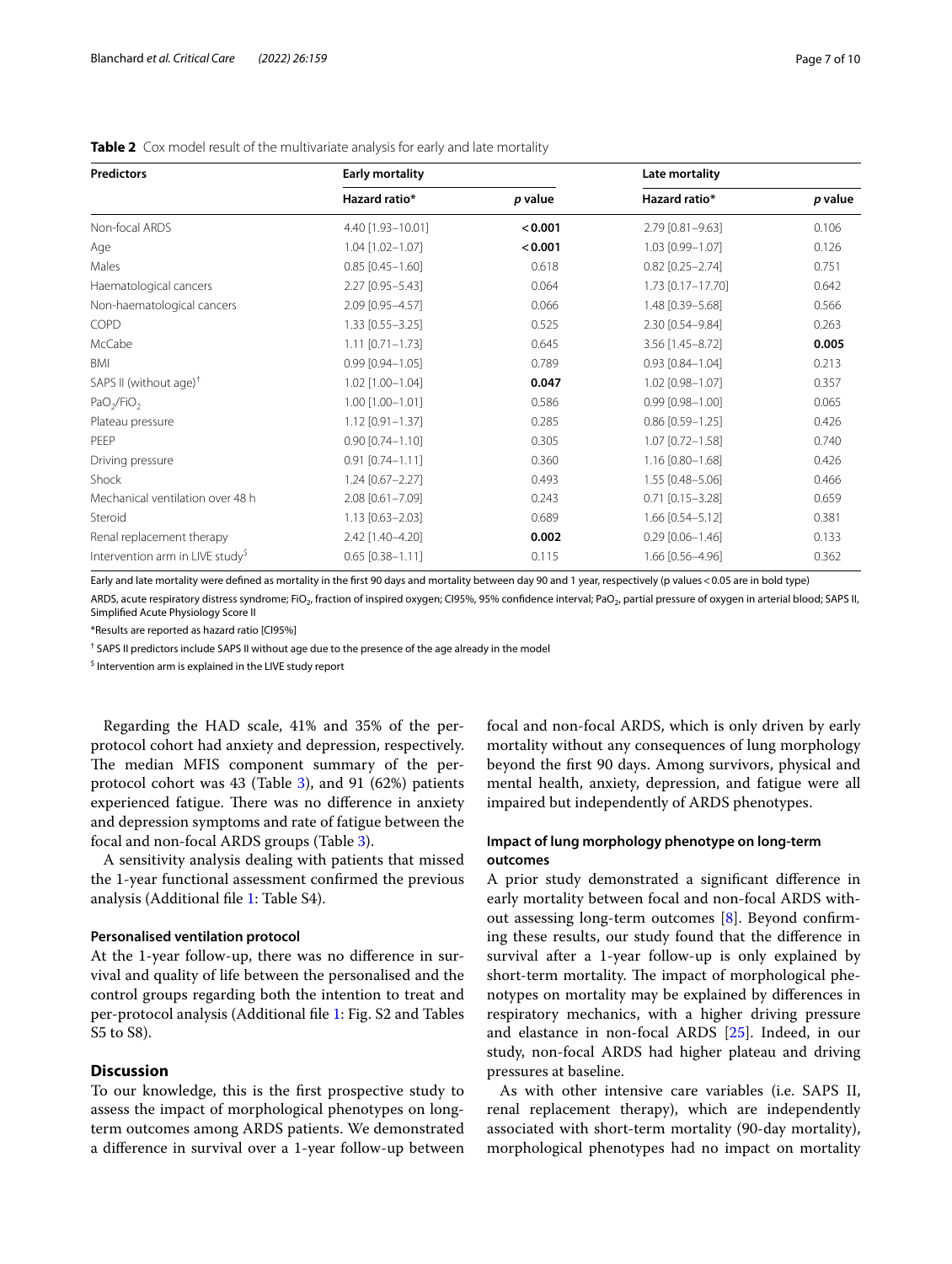**Table 2** Cox model result of the multivariate analysis for early and late mortality

| Predictors | Early mortality | | Late mortality | |
|---|---|---|---|---|
| | Hazard ratio* | *p* value | Hazard ratio* | *p* value |
| Non-focal ARDS | 4.40 [1.93–10.01] | **< 0.001** | 2.79 [0.81–9.63] | 0.106 |
| Age | 1.04 [1.02–1.07] | **< 0.001** | 1.03 [0.99–1.07] | 0.126 |
| Males | 0.85 [0.45–1.60] | 0.618 | 0.82 [0.25–2.74] | 0.751 |
| Haematological cancers | 2.27 [0.95–5.43] | 0.064 | 1.73 [0.17–17.70] | 0.642 |
| Non-haematological cancers | 2.09 [0.95–4.57] | 0.066 | 1.48 [0.39–5.68] | 0.566 |
| COPD | 1.33 [0.55–3.25] | 0.525 | 2.30 [0.54–9.84] | 0.263 |
| McCabe | 1.11 [0.71–1.73] | 0.645 | 3.56 [1.45–8.72] | **0.005** |
| BMI | 0.99 [0.94–1.05] | 0.789 | 0.93 [0.84–1.04] | 0.213 |
| SAPS II (without age)[†] | 1.02 [1.00–1.04] | **0.047** | 1.02 [0.98–1.07] | 0.357 |
| $PaO_2/FiO_2$ | 1.00 [1.00–1.01] | 0.586 | 0.99 [0.98–1.00] | 0.065 |
| Plateau pressure | 1.12 [0.91–1.37] | 0.285 | 0.86 [0.59–1.25] | 0.426 |
| PEEP | 0.90 [0.74–1.10] | 0.305 | 1.07 [0.72–1.58] | 0.740 |
| Driving pressure | 0.91 [0.74–1.11] | 0.360 | 1.16 [0.80–1.68] | 0.426 |
| Shock | 1.24 [0.67–2.27] | 0.493 | 1.55 [0.48–5.06] | 0.466 |
| Mechanical ventilation over 48 h | 2.08 [0.61–7.09] | 0.243 | 0.71 [0.15–3.28] | 0.659 |
| Steroid | 1.13 [0.63–2.03] | 0.689 | 1.66 [0.54–5.12] | 0.381 |
| Renal replacement therapy | 2.42 [1.40–4.20] | **0.002** | 0.29 [0.06–1.46] | 0.133 |
| Intervention arm in LIVE study[$] | 0.65 [0.38–1.11] | 0.115 | 1.66 [0.56–4.96] | 0.362 |

Early and late mortality were defined as mortality in the first 90 days and mortality between day 90 and 1 year, respectively (p values < 0.05 are in bold type)

ARDS, acute respiratory distress syndrome; $FiO_2$, fraction of inspired oxygen; CI95%, 95% confidence interval; $PaO_2$, partial pressure of oxygen in arterial blood; SAPS II, Simplified Acute Physiology Score II

*Results are reported as hazard ratio [CI95%]

[†] SAPS II predictors include SAPS II without age due to the presence of the age already in the model

[$] Intervention arm is explained in the LIVE study report

Regarding the HAD scale, 41% and 35% of the per-protocol cohort had anxiety and depression, respectively. The median MFIS component summary of the per-protocol cohort was 43 (Table 3), and 91 (62%) patients experienced fatigue. There was no difference in anxiety and depression symptoms and rate of fatigue between the focal and non-focal ARDS groups (Table 3).

A sensitivity analysis dealing with patients that missed the 1-year functional assessment confirmed the previous analysis (Additional file 1: Table S4).

### Personalised ventilation protocol

At the 1-year follow-up, there was no difference in survival and quality of life between the personalised and the control groups regarding both the intention to treat and per-protocol analysis (Additional file 1: Fig. S2 and Tables S5 to S8).

## Discussion

To our knowledge, this is the first prospective study to assess the impact of morphological phenotypes on long-term outcomes among ARDS patients. We demonstrated a difference in survival over a 1-year follow-up between focal and non-focal ARDS, which is only driven by early mortality without any consequences of lung morphology beyond the first 90 days. Among survivors, physical and mental health, anxiety, depression, and fatigue were all impaired but independently of ARDS phenotypes.

### Impact of lung morphology phenotype on long-term outcomes

A prior study demonstrated a significant difference in early mortality between focal and non-focal ARDS without assessing long-term outcomes [8]. Beyond confirming these results, our study found that the difference in survival after a 1-year follow-up is only explained by short-term mortality. The impact of morphological phenotypes on mortality may be explained by differences in respiratory mechanics, with a higher driving pressure and elastance in non-focal ARDS [25]. Indeed, in our study, non-focal ARDS had higher plateau and driving pressures at baseline.

As with other intensive care variables (i.e. SAPS II, renal replacement therapy), which are independently associated with short-term mortality (90-day mortality), morphological phenotypes had no impact on mortality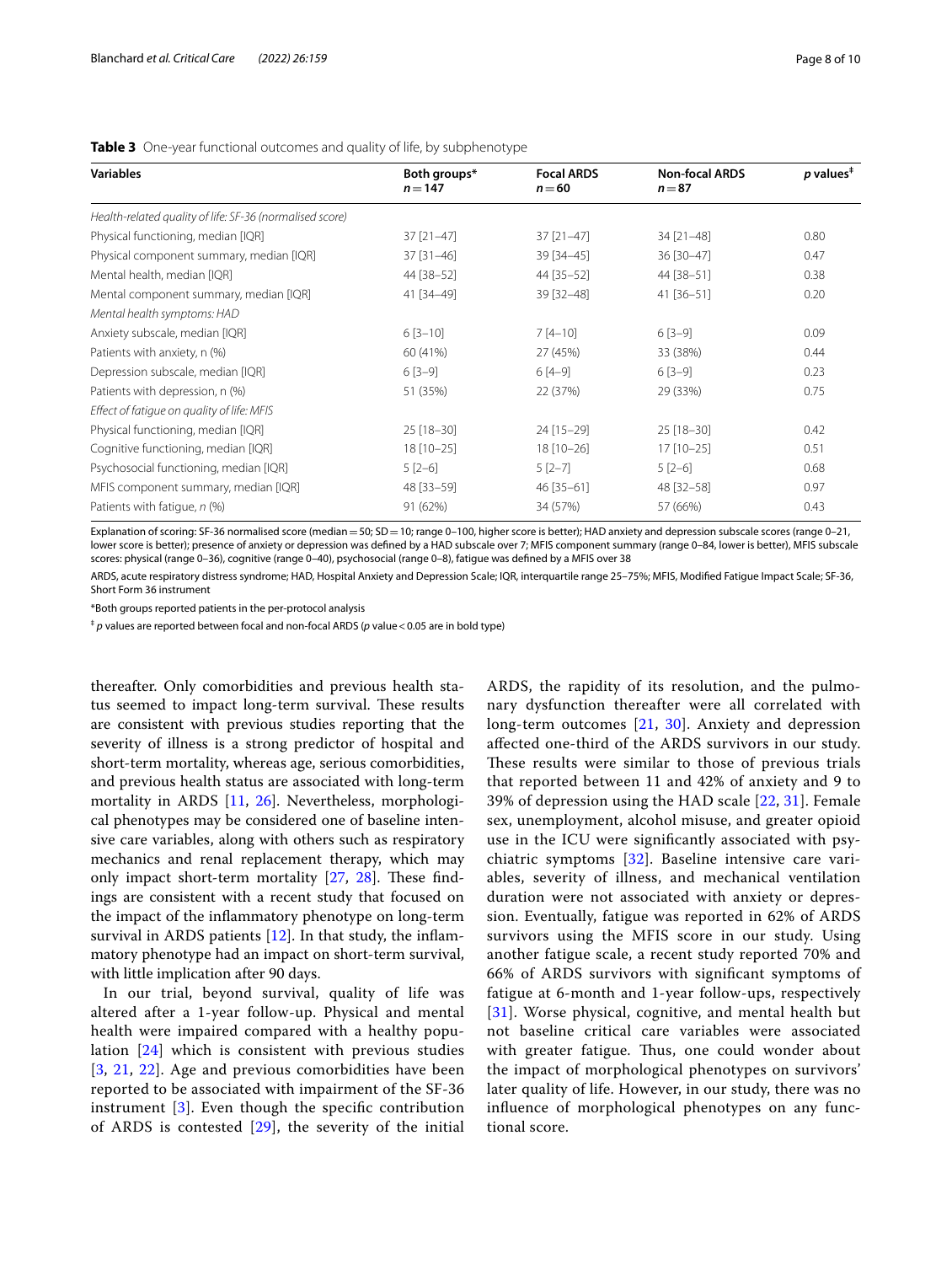**Table 3** One-year functional outcomes and quality of life, by subphenotype

| Variables | Both groups* n = 147 | Focal ARDS n = 60 | Non-focal ARDS n = 87 | *p* values[‡] |
|---|---|---|---|---|
| *Health-related quality of life: SF-36 (normalised score)* | | | | |
| Physical functioning, median [IQR] | 37 [21–47] | 37 [21–47] | 34 [21–48] | 0.80 |
| Physical component summary, median [IQR] | 37 [31–46] | 39 [34–45] | 36 [30–47] | 0.47 |
| Mental health, median [IQR] | 44 [38–52] | 44 [35–52] | 44 [38–51] | 0.38 |
| Mental component summary, median [IQR] | 41 [34–49] | 39 [32–48] | 41 [36–51] | 0.20 |
| *Mental health symptoms: HAD* | | | | |
| Anxiety subscale, median [IQR] | 6 [3–10] | 7 [4–10] | 6 [3–9] | 0.09 |
| Patients with anxiety, n (%) | 60 (41%) | 27 (45%) | 33 (38%) | 0.44 |
| Depression subscale, median [IQR] | 6 [3–9] | 6 [4–9] | 6 [3–9] | 0.23 |
| Patients with depression, n (%) | 51 (35%) | 22 (37%) | 29 (33%) | 0.75 |
| *Effect of fatigue on quality of life: MFIS* | | | | |
| Physical functioning, median [IQR] | 25 [18–30] | 24 [15–29] | 25 [18–30] | 0.42 |
| Cognitive functioning, median [IQR] | 18 [10–25] | 18 [10–26] | 17 [10–25] | 0.51 |
| Psychosocial functioning, median [IQR] | 5 [2–6] | 5 [2–7] | 5 [2–6] | 0.68 |
| MFIS component summary, median [IQR] | 48 [33–59] | 46 [35–61] | 48 [32–58] | 0.97 |
| Patients with fatigue, *n* (%) | 91 (62%) | 34 (57%) | 57 (66%) | 0.43 |

Explanation of scoring: SF-36 normalised score (median = 50; SD = 10; range 0–100, higher score is better); HAD anxiety and depression subscale scores (range 0–21, lower score is better); presence of anxiety or depression was defined by a HAD subscale over 7; MFIS component summary (range 0–84, lower is better), MFIS subscale scores: physical (range 0–36), cognitive (range 0–40), psychosocial (range 0–8), fatigue was defined by a MFIS over 38

ARDS, acute respiratory distress syndrome; HAD, Hospital Anxiety and Depression Scale; IQR, interquartile range 25–75%; MFIS, Modified Fatigue Impact Scale; SF-36, Short Form 36 instrument

*Both groups reported patients in the per-protocol analysis

‡ *p* values are reported between focal and non-focal ARDS (*p* value < 0.05 are in bold type)

thereafter. Only comorbidities and previous health status seemed to impact long-term survival. These results are consistent with previous studies reporting that the severity of illness is a strong predictor of hospital and short-term mortality, whereas age, serious comorbidities, and previous health status are associated with long-term mortality in ARDS [11, 26]. Nevertheless, morphological phenotypes may be considered one of baseline intensive care variables, along with others such as respiratory mechanics and renal replacement therapy, which may only impact short-term mortality [27, 28]. These findings are consistent with a recent study that focused on the impact of the inflammatory phenotype on long-term survival in ARDS patients [12]. In that study, the inflammatory phenotype had an impact on short-term survival, with little implication after 90 days.

In our trial, beyond survival, quality of life was altered after a 1-year follow-up. Physical and mental health were impaired compared with a healthy population [24] which is consistent with previous studies [3, 21, 22]. Age and previous comorbidities have been reported to be associated with impairment of the SF-36 instrument [3]. Even though the specific contribution of ARDS is contested [29], the severity of the initial ARDS, the rapidity of its resolution, and the pulmonary dysfunction thereafter were all correlated with long-term outcomes [21, 30]. Anxiety and depression affected one-third of the ARDS survivors in our study. These results were similar to those of previous trials that reported between 11 and 42% of anxiety and 9 to 39% of depression using the HAD scale [22, 31]. Female sex, unemployment, alcohol misuse, and greater opioid use in the ICU were significantly associated with psychiatric symptoms [32]. Baseline intensive care variables, severity of illness, and mechanical ventilation duration were not associated with anxiety or depression. Eventually, fatigue was reported in 62% of ARDS survivors using the MFIS score in our study. Using another fatigue scale, a recent study reported 70% and 66% of ARDS survivors with significant symptoms of fatigue at 6-month and 1-year follow-ups, respectively [31]. Worse physical, cognitive, and mental health but not baseline critical care variables were associated with greater fatigue. Thus, one could wonder about the impact of morphological phenotypes on survivors' later quality of life. However, in our study, there was no influence of morphological phenotypes on any functional score.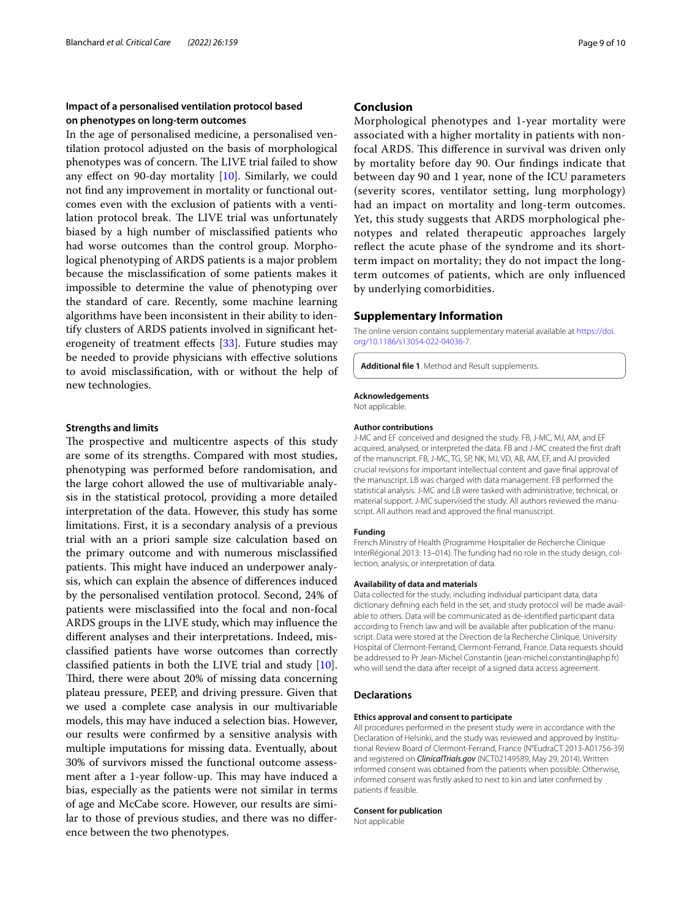### Impact of a personalised ventilation protocol based on phenotypes on long-term outcomes

In the age of personalised medicine, a personalised ventilation protocol adjusted on the basis of morphological phenotypes was of concern. The LIVE trial failed to show any effect on 90-day mortality [10]. Similarly, we could not find any improvement in mortality or functional outcomes even with the exclusion of patients with a ventilation protocol break. The LIVE trial was unfortunately biased by a high number of misclassified patients who had worse outcomes than the control group. Morphological phenotyping of ARDS patients is a major problem because the misclassification of some patients makes it impossible to determine the value of phenotyping over the standard of care. Recently, some machine learning algorithms have been inconsistent in their ability to identify clusters of ARDS patients involved in significant heterogeneity of treatment effects [33]. Future studies may be needed to provide physicians with effective solutions to avoid misclassification, with or without the help of new technologies.

### Strengths and limits

The prospective and multicentre aspects of this study are some of its strengths. Compared with most studies, phenotyping was performed before randomisation, and the large cohort allowed the use of multivariable analysis in the statistical protocol, providing a more detailed interpretation of the data. However, this study has some limitations. First, it is a secondary analysis of a previous trial with an a priori sample size calculation based on the primary outcome and with numerous misclassified patients. This might have induced an underpower analysis, which can explain the absence of differences induced by the personalised ventilation protocol. Second, 24% of patients were misclassified into the focal and non-focal ARDS groups in the LIVE study, which may influence the different analyses and their interpretations. Indeed, misclassified patients have worse outcomes than correctly classified patients in both the LIVE trial and study [10]. Third, there were about 20% of missing data concerning plateau pressure, PEEP, and driving pressure. Given that we used a complete case analysis in our multivariable models, this may have induced a selection bias. However, our results were confirmed by a sensitive analysis with multiple imputations for missing data. Eventually, about 30% of survivors missed the functional outcome assessment after a 1-year follow-up. This may have induced a bias, especially as the patients were not similar in terms of age and McCabe score. However, our results are similar to those of previous studies, and there was no difference between the two phenotypes.

## Conclusion

Morphological phenotypes and 1-year mortality were associated with a higher mortality in patients with non-focal ARDS. This difference in survival was driven only by mortality before day 90. Our findings indicate that between day 90 and 1 year, none of the ICU parameters (severity scores, ventilator setting, lung morphology) had an impact on mortality and long-term outcomes. Yet, this study suggests that ARDS morphological phenotypes and related therapeutic approaches largely reflect the acute phase of the syndrome and its short-term impact on mortality; they do not impact the long-term outcomes of patients, which are only influenced by underlying comorbidities.

## Supplementary Information

The online version contains supplementary material available at https://doi.org/10.1186/s13054-022-04036-7.

**Additional file 1**. Method and Result supplements.

#### Acknowledgements

Not applicable.

#### Author contributions

J-MC and EF conceived and designed the study. FB, J-MC, MJ, AM, and EF acquired, analysed, or interpreted the data. FB and J-MC created the first draft of the manuscript. FB, J-MC, TG, SP, NK, MJ, VD, AB, AM, EF, and AJ provided crucial revisions for important intellectual content and gave final approval of the manuscript. LB was charged with data management. FB performed the statistical analysis. J-MC and LB were tasked with administrative, technical, or material support. J-MC supervised the study. All authors reviewed the manuscript. All authors read and approved the final manuscript.

#### Funding

French Ministry of Health (Programme Hospitalier de Recherche Clinique InterRégional 2013: 13–014). The funding had no role in the study design, collection, analysis, or interpretation of data.

#### Availability of data and materials

Data collected for the study, including individual participant data, data dictionary defining each field in the set, and study protocol will be made available to others. Data will be communicated as de-identified participant data according to French law and will be available after publication of the manuscript. Data were stored at the Direction de la Recherche Clinique, University Hospital of Clermont-Ferrand, Clermont-Ferrand, France. Data requests should be addressed to Pr Jean-Michel Constantin (jean-michel.constantin@aphp.fr) who will send the data after receipt of a signed data access agreement.

## Declarations

#### Ethics approval and consent to participate

All procedures performed in the present study were in accordance with the Declaration of Helsinki, and the study was reviewed and approved by Institutional Review Board of Clermont-Ferrand, France (N°EudraCT 2013-A01756-39) and registered on *ClinicalTrials.gov* (NCT02149589, May 29, 2014). Written informed consent was obtained from the patients when possible. Otherwise, informed consent was firstly asked to next to kin and later confirmed by patients if feasible.

#### Consent for publication

Not applicable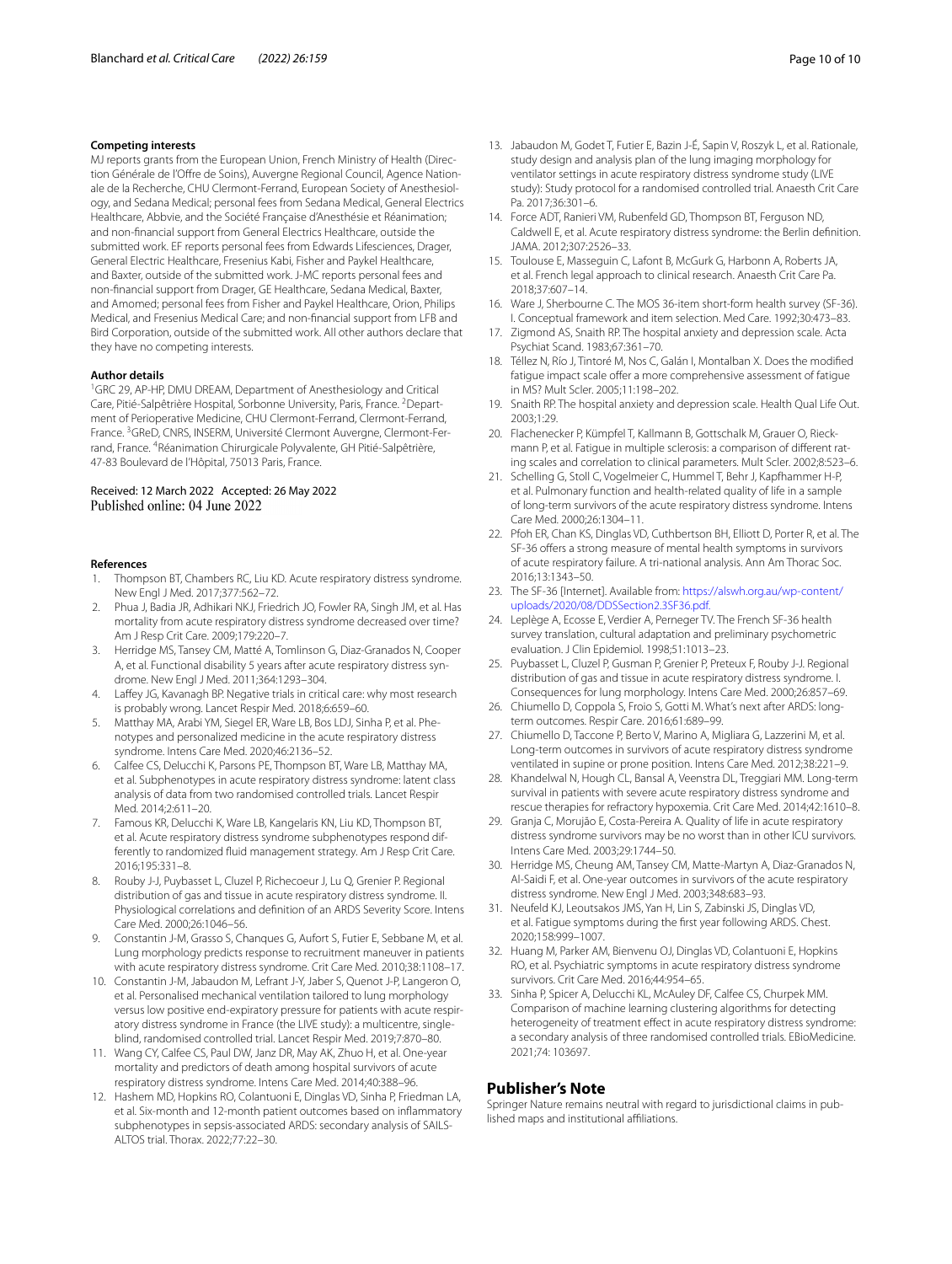### Competing interests

MJ reports grants from the European Union, French Ministry of Health (Direction Générale de l'Offre de Soins), Auvergne Regional Council, Agence Nationale de la Recherche, CHU Clermont-Ferrand, European Society of Anesthesiology, and Sedana Medical; personal fees from Sedana Medical, General Electrics Healthcare, Abbvie, and the Société Française d'Anesthésie et Réanimation; and non-financial support from General Electrics Healthcare, outside the submitted work. EF reports personal fees from Edwards Lifesciences, Drager, General Electric Healthcare, Fresenius Kabi, Fisher and Paykel Healthcare, and Baxter, outside of the submitted work. J-MC reports personal fees and non-financial support from Drager, GE Healthcare, Sedana Medical, Baxter, and Amomed; personal fees from Fisher and Paykel Healthcare, Orion, Philips Medical, and Fresenius Medical Care; and non-financial support from LFB and Bird Corporation, outside of the submitted work. All other authors declare that they have no competing interests.

### Author details

[1]GRC 29, AP-HP, DMU DREAM, Department of Anesthesiology and Critical Care, Pitié-Salpêtrière Hospital, Sorbonne University, Paris, France. [2]Department of Perioperative Medicine, CHU Clermont-Ferrand, Clermont-Ferrand, France. [3]GReD, CNRS, INSERM, Université Clermont Auvergne, Clermont-Ferrand, France. [4]Réanimation Chirurgicale Polyvalente, GH Pitié-Salpêtrière, 47-83 Boulevard de l'Hôpital, 75013 Paris, France.

Received: 12 March 2022 Accepted: 26 May 2022
Published online: 04 June 2022

### References

1. Thompson BT, Chambers RC, Liu KD. Acute respiratory distress syndrome. New Engl J Med. 2017;377:562–72.
2. Phua J, Badia JR, Adhikari NKJ, Friedrich JO, Fowler RA, Singh JM, et al. Has mortality from acute respiratory distress syndrome decreased over time? Am J Resp Crit Care. 2009;179:220–7.
3. Herridge MS, Tansey CM, Matté A, Tomlinson G, Diaz-Granados N, Cooper A, et al. Functional disability 5 years after acute respiratory distress syndrome. New Engl J Med. 2011;364:1293–304.
4. Laffey JG, Kavanagh BP. Negative trials in critical care: why most research is probably wrong. Lancet Respir Med. 2018;6:659–60.
5. Matthay MA, Arabi YM, Siegel ER, Ware LB, Bos LDJ, Sinha P, et al. Phenotypes and personalized medicine in the acute respiratory distress syndrome. Intens Care Med. 2020;46:2136–52.
6. Calfee CS, Delucchi K, Parsons PE, Thompson BT, Ware LB, Matthay MA, et al. Subphenotypes in acute respiratory distress syndrome: latent class analysis of data from two randomised controlled trials. Lancet Respir Med. 2014;2:611–20.
7. Famous KR, Delucchi K, Ware LB, Kangelaris KN, Liu KD, Thompson BT, et al. Acute respiratory distress syndrome subphenotypes respond differently to randomized fluid management strategy. Am J Resp Crit Care. 2016;195:331–8.
8. Rouby J-J, Puybasset L, Cluzel P, Richecoeur J, Lu Q, Grenier P. Regional distribution of gas and tissue in acute respiratory distress syndrome. II. Physiological correlations and definition of an ARDS Severity Score. Intens Care Med. 2000;26:1046–56.
9. Constantin J-M, Grasso S, Chanques G, Aufort S, Futier E, Sebbane M, et al. Lung morphology predicts response to recruitment maneuver in patients with acute respiratory distress syndrome. Crit Care Med. 2010;38:1108–17.
10. Constantin J-M, Jabaudon M, Lefrant J-Y, Jaber S, Quenot J-P, Langeron O, et al. Personalised mechanical ventilation tailored to lung morphology versus low positive end-expiratory pressure for patients with acute respiratory distress syndrome in France (the LIVE study): a multicentre, single-blind, randomised controlled trial. Lancet Respir Med. 2019;7:870–80.
11. Wang CY, Calfee CS, Paul DW, Janz DR, May AK, Zhuo H, et al. One-year mortality and predictors of death among hospital survivors of acute respiratory distress syndrome. Intens Care Med. 2014;40:388–96.
12. Hashem MD, Hopkins RO, Colantuoni E, Dinglas VD, Sinha P, Friedman LA, et al. Six-month and 12-month patient outcomes based on inflammatory subphenotypes in sepsis-associated ARDS: secondary analysis of SAILS-ALTOS trial. Thorax. 2022;77:22–30.
13. Jabaudon M, Godet T, Futier E, Bazin J-É, Sapin V, Roszyk L, et al. Rationale, study design and analysis plan of the lung imaging morphology for ventilator settings in acute respiratory distress syndrome study (LIVE study): Study protocol for a randomised controlled trial. Anaesth Crit Care Pa. 2017;36:301–6.
14. Force ADT, Ranieri VM, Rubenfeld GD, Thompson BT, Ferguson ND, Caldwell E, et al. Acute respiratory distress syndrome: the Berlin definition. JAMA. 2012;307:2526–33.
15. Toulouse E, Masseguin C, Lafont B, McGurk G, Harbonn A, Roberts JA, et al. French legal approach to clinical research. Anaesth Crit Care Pa. 2018;37:607–14.
16. Ware J, Sherbourne C. The MOS 36-item short-form health survey (SF-36). I. Conceptual framework and item selection. Med Care. 1992;30:473–83.
17. Zigmond AS, Snaith RP. The hospital anxiety and depression scale. Acta Psychiat Scand. 1983;67:361–70.
18. Téllez N, Río J, Tintoré M, Nos C, Galán I, Montalban X. Does the modified fatigue impact scale offer a more comprehensive assessment of fatigue in MS? Mult Scler. 2005;11:198–202.
19. Snaith RP. The hospital anxiety and depression scale. Health Qual Life Out. 2003;1:29.
20. Flachenecker P, Kümpfel T, Kallmann B, Gottschalk M, Grauer O, Rieckmann P, et al. Fatigue in multiple sclerosis: a comparison of different rating scales and correlation to clinical parameters. Mult Scler. 2002;8:523–6.
21. Schelling G, Stoll C, Vogelmeier C, Hummel T, Behr J, Kapfhammer H-P, et al. Pulmonary function and health-related quality of life in a sample of long-term survivors of the acute respiratory distress syndrome. Intens Care Med. 2000;26:1304–11.
22. Pfoh ER, Chan KS, Dinglas VD, Cuthbertson BH, Elliott D, Porter R, et al. The SF-36 offers a strong measure of mental health symptoms in survivors of acute respiratory failure. A tri-national analysis. Ann Am Thorac Soc. 2016;13:1343–50.
23. The SF-36 [Internet]. Available from: https://alswh.org.au/wp-content/uploads/2020/08/DDSSection2.3SF36.pdf.
24. Leplège A, Ecosse E, Verdier A, Perneger TV. The French SF-36 health survey translation, cultural adaptation and preliminary psychometric evaluation. J Clin Epidemiol. 1998;51:1013–23.
25. Puybasset L, Cluzel P, Gusman P, Grenier P, Preteux F, Rouby J-J. Regional distribution of gas and tissue in acute respiratory distress syndrome. I. Consequences for lung morphology. Intens Care Med. 2000;26:857–69.
26. Chiumello D, Coppola S, Froio S, Gotti M. What's next after ARDS: long-term outcomes. Respir Care. 2016;61:689–99.
27. Chiumello D, Taccone P, Berto V, Marino A, Migliara G, Lazzerini M, et al. Long-term outcomes in survivors of acute respiratory distress syndrome ventilated in supine or prone position. Intens Care Med. 2012;38:221–9.
28. Khandelwal N, Hough CL, Bansal A, Veenstra DL, Treggiari MM. Long-term survival in patients with severe acute respiratory distress syndrome and rescue therapies for refractory hypoxemia. Crit Care Med. 2014;42:1610–8.
29. Granja C, Morujão E, Costa-Pereira A. Quality of life in acute respiratory distress syndrome survivors may be no worst than in other ICU survivors. Intens Care Med. 2003;29:1744–50.
30. Herridge MS, Cheung AM, Tansey CM, Matte-Martyn A, Diaz-Granados N, Al-Saidi F, et al. One-year outcomes in survivors of the acute respiratory distress syndrome. New Engl J Med. 2003;348:683–93.
31. Neufeld KJ, Leoutsakos JMS, Yan H, Lin S, Zabinski JS, Dinglas VD, et al. Fatigue symptoms during the first year following ARDS. Chest. 2020;158:999–1007.
32. Huang M, Parker AM, Bienvenu OJ, Dinglas VD, Colantuoni E, Hopkins RO, et al. Psychiatric symptoms in acute respiratory distress syndrome survivors. Crit Care Med. 2016;44:954–65.
33. Sinha P, Spicer A, Delucchi KL, McAuley DF, Calfee CS, Churpek MM. Comparison of machine learning clustering algorithms for detecting heterogeneity of treatment effect in acute respiratory distress syndrome: a secondary analysis of three randomised controlled trials. EBioMedicine. 2021;74: 103697.

## Publisher's Note

Springer Nature remains neutral with regard to jurisdictional claims in published maps and institutional affiliations.